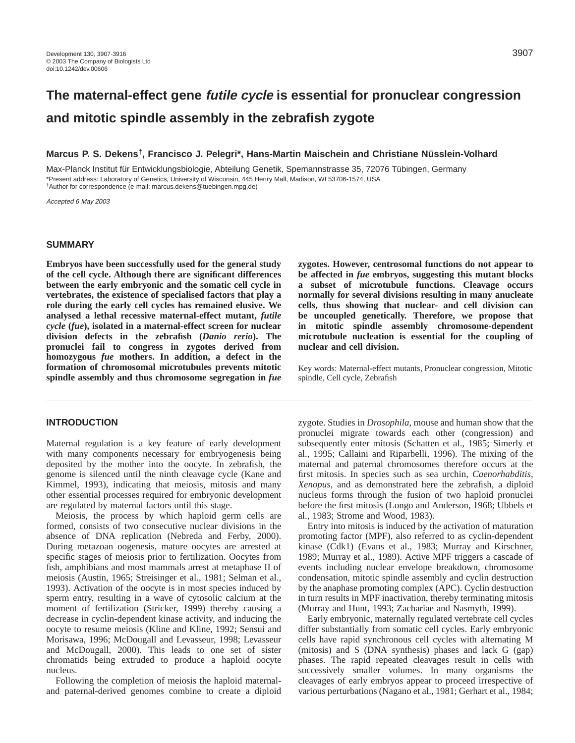# The maternal-effect gene *futile cycle* is essential for pronuclear congression and mitotic spindle assembly in the zebrafish zygote

**Marcus P. S. Dekens[†], Francisco J. Pelegri[*], Hans-Martin Maischein and Christiane Nüsslein-Volhard**

Max-Planck Institut für Entwicklungsbiologie, Abteilung Genetik, Spemannstrasse 35, 72076 Tübingen, Germany

[*]Present address: Laboratory of Genetics, University of Wisconsin, 445 Henry Mall, Madison, WI 53706-1574, USA

[†]Author for correspondence (e-mail: marcus.dekens@tuebingen.mpg.de)

*Accepted 6 May 2003*

## SUMMARY

**Embryos have been successfully used for the general study of the cell cycle. Although there are significant differences between the early embryonic and the somatic cell cycle in vertebrates, the existence of specialised factors that play a role during the early cell cycles has remained elusive. We analysed a lethal recessive maternal-effect mutant, *futile cycle* (*fue*), isolated in a maternal-effect screen for nuclear division defects in the zebrafish (*Danio rerio*). The pronuclei fail to congress in zygotes derived from homozygous *fue* mothers. In addition, a defect in the formation of chromosomal microtubules prevents mitotic spindle assembly and thus chromosome segregation in *fue* zygotes. However, centrosomal functions do not appear to be affected in *fue* embryos, suggesting this mutant blocks a subset of microtubule functions. Cleavage occurs normally for several divisions resulting in many anucleate cells, thus showing that nuclear- and cell division can be uncoupled genetically. Therefore, we propose that in mitotic spindle assembly chromosome-dependent microtubule nucleation is essential for the coupling of nuclear and cell division.**

Key words: Maternal-effect mutants, Pronuclear congression, Mitotic spindle, Cell cycle, Zebrafish

## INTRODUCTION

Maternal regulation is a key feature of early development with many components necessary for embryogenesis being deposited by the mother into the oocyte. In zebrafish, the genome is silenced until the ninth cleavage cycle (Kane and Kimmel, 1993), indicating that meiosis, mitosis and many other essential processes required for embryonic development are regulated by maternal factors until this stage.

Meiosis, the process by which haploid germ cells are formed, consists of two consecutive nuclear divisions in the absence of DNA replication (Nebreda and Ferby, 2000). During metazoan oogenesis, mature oocytes are arrested at specific stages of meiosis prior to fertilization. Oocytes from fish, amphibians and most mammals arrest at metaphase II of meiosis (Austin, 1965; Streisinger et al., 1981; Selman et al., 1993). Activation of the oocyte is in most species induced by sperm entry, resulting in a wave of cytosolic calcium at the moment of fertilization (Stricker, 1999) thereby causing a decrease in cyclin-dependent kinase activity, and inducing the oocyte to resume meiosis (Kline and Kline, 1992; Sensui and Morisawa, 1996; McDougall and Levasseur, 1998; Levasseur and McDougall, 2000). This leads to one set of sister chromatids being extruded to produce a haploid oocyte nucleus.

Following the completion of meiosis the haploid maternal- and paternal-derived genomes combine to create a diploid zygote. Studies in *Drosophila*, mouse and human show that the pronuclei migrate towards each other (congression) and subsequently enter mitosis (Schatten et al., 1985; Simerly et al., 1995; Callaini and Riparbelli, 1996). The mixing of the maternal and paternal chromosomes therefore occurs at the first mitosis. In species such as sea urchin, *Caenorhabditis*, *Xenopus*, and as demonstrated here the zebrafish, a diploid nucleus forms through the fusion of two haploid pronuclei before the first mitosis (Longo and Anderson, 1968; Ubbels et al., 1983; Strome and Wood, 1983).

Entry into mitosis is induced by the activation of maturation promoting factor (MPF), also referred to as cyclin-dependent kinase (Cdk1) (Evans et al., 1983; Murray and Kirschner, 1989; Murray et al., 1989). Active MPF triggers a cascade of events including nuclear envelope breakdown, chromosome condensation, mitotic spindle assembly and cyclin destruction by the anaphase promoting complex (APC). Cyclin destruction in turn results in MPF inactivation, thereby terminating mitosis (Murray and Hunt, 1993; Zachariae and Nasmyth, 1999).

Early embryonic, maternally regulated vertebrate cell cycles differ substantially from somatic cell cycles. Early embryonic cells have rapid synchronous cell cycles with alternating M (mitosis) and S (DNA synthesis) phases and lack G (gap) phases. The rapid repeated cleavages result in cells with successively smaller volumes. In many organisms the cleavages of early embryos appear to proceed irrespective of various perturbations (Nagano et al., 1981; Gerhart et al., 1984;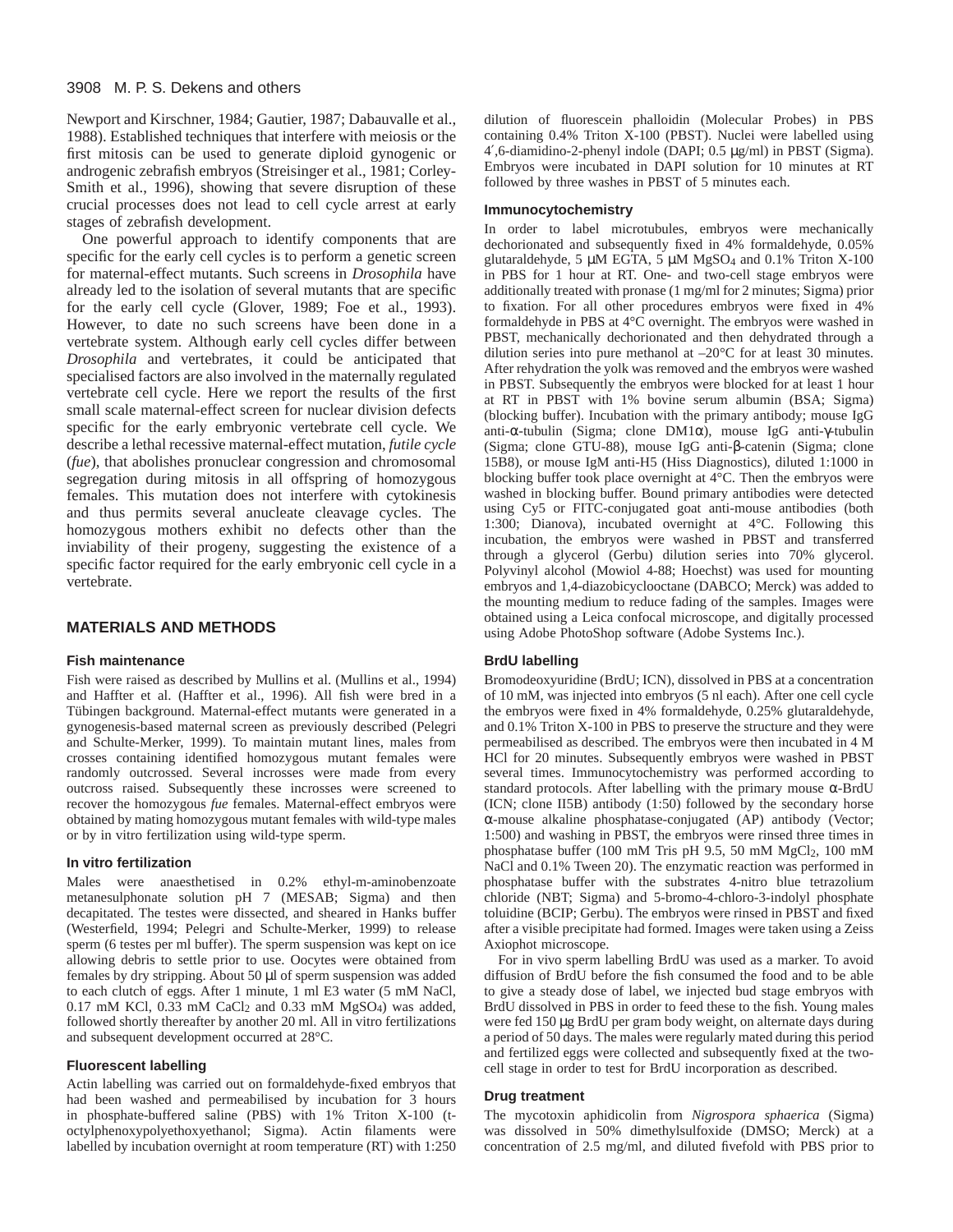Newport and Kirschner, 1984; Gautier, 1987; Dabauvalle et al., 1988). Established techniques that interfere with meiosis or the first mitosis can be used to generate diploid gynogenic or androgenic zebrafish embryos (Streisinger et al., 1981; Corley-Smith et al., 1996), showing that severe disruption of these crucial processes does not lead to cell cycle arrest at early stages of zebrafish development.

One powerful approach to identify components that are specific for the early cell cycles is to perform a genetic screen for maternal-effect mutants. Such screens in *Drosophila* have already led to the isolation of several mutants that are specific for the early cell cycle (Glover, 1989; Foe et al., 1993). However, to date no such screens have been done in a vertebrate system. Although early cell cycles differ between *Drosophila* and vertebrates, it could be anticipated that specialised factors are also involved in the maternally regulated vertebrate cell cycle. Here we report the results of the first small scale maternal-effect screen for nuclear division defects specific for the early embryonic vertebrate cell cycle. We describe a lethal recessive maternal-effect mutation, *futile cycle* (*fue*), that abolishes pronuclear congression and chromosomal segregation during mitosis in all offspring of homozygous females. This mutation does not interfere with cytokinesis and thus permits several anucleate cleavage cycles. The homozygous mothers exhibit no defects other than the inviability of their progeny, suggesting the existence of a specific factor required for the early embryonic cell cycle in a vertebrate.

## MATERIALS AND METHODS

### Fish maintenance

Fish were raised as described by Mullins et al. (Mullins et al., 1994) and Haffter et al. (Haffter et al., 1996). All fish were bred in a Tübingen background. Maternal-effect mutants were generated in a gynogenesis-based maternal screen as previously described (Pelegri and Schulte-Merker, 1999). To maintain mutant lines, males from crosses containing identified homozygous mutant females were randomly outcrossed. Several incrosses were made from every outcross raised. Subsequently these incrosses were screened to recover the homozygous *fue* females. Maternal-effect embryos were obtained by mating homozygous mutant females with wild-type males or by in vitro fertilization using wild-type sperm.

### In vitro fertilization

Males were anaesthetised in 0.2% ethyl-m-aminobenzoate metanesulphonate solution pH 7 (MESAB; Sigma) and then decapitated. The testes were dissected, and sheared in Hanks buffer (Westerfield, 1994; Pelegri and Schulte-Merker, 1999) to release sperm (6 testes per ml buffer). The sperm suspension was kept on ice allowing debris to settle prior to use. Oocytes were obtained from females by dry stripping. About 50 μl of sperm suspension was added to each clutch of eggs. After 1 minute, 1 ml E3 water (5 mM NaCl, 0.17 mM KCl, 0.33 mM $CaCl_2$ and 0.33 mM $MgSO_4$) was added, followed shortly thereafter by another 20 ml. All in vitro fertilizations and subsequent development occurred at 28°C.

### Fluorescent labelling

Actin labelling was carried out on formaldehyde-fixed embryos that had been washed and permeabilised by incubation for 3 hours in phosphate-buffered saline (PBS) with 1% Triton X-100 (t-octylphenoxypolyethoxyethanol; Sigma). Actin filaments were labelled by incubation overnight at room temperature (RT) with 1:250 dilution of fluorescein phalloidin (Molecular Probes) in PBS containing 0.4% Triton X-100 (PBST). Nuclei were labelled using 4′,6-diamidino-2-phenyl indole (DAPI; 0.5 μg/ml) in PBST (Sigma). Embryos were incubated in DAPI solution for 10 minutes at RT followed by three washes in PBST of 5 minutes each.

### Immunocytochemistry

In order to label microtubules, embryos were mechanically dechorionated and subsequently fixed in 4% formaldehyde, 0.05% glutaraldehyde, 5 μM EGTA, 5 μM $MgSO_4$ and 0.1% Triton X-100 in PBS for 1 hour at RT. One- and two-cell stage embryos were additionally treated with pronase (1 mg/ml for 2 minutes; Sigma) prior to fixation. For all other procedures embryos were fixed in 4% formaldehyde in PBS at 4°C overnight. The embryos were washed in PBST, mechanically dechorionated and then dehydrated through a dilution series into pure methanol at –20°C for at least 30 minutes. After rehydration the yolk was removed and the embryos were washed in PBST. Subsequently the embryos were blocked for at least 1 hour at RT in PBST with 1% bovine serum albumin (BSA; Sigma) (blocking buffer). Incubation with the primary antibody; mouse IgG anti-α-tubulin (Sigma; clone DM1α), mouse IgG anti-γ-tubulin (Sigma; clone GTU-88), mouse IgG anti-β-catenin (Sigma; clone 15B8), or mouse IgM anti-H5 (Hiss Diagnostics), diluted 1:1000 in blocking buffer took place overnight at 4°C. Then the embryos were washed in blocking buffer. Bound primary antibodies were detected using Cy5 or FITC-conjugated goat anti-mouse antibodies (both 1:300; Dianova), incubated overnight at 4°C. Following this incubation, the embryos were washed in PBST and transferred through a glycerol (Gerbu) dilution series into 70% glycerol. Polyvinyl alcohol (Mowiol 4-88; Hoechst) was used for mounting embryos and 1,4-diazobicyclooctane (DABCO; Merck) was added to the mounting medium to reduce fading of the samples. Images were obtained using a Leica confocal microscope, and digitally processed using Adobe PhotoShop software (Adobe Systems Inc.).

### BrdU labelling

Bromodeoxyuridine (BrdU; ICN), dissolved in PBS at a concentration of 10 mM, was injected into embryos (5 nl each). After one cell cycle the embryos were fixed in 4% formaldehyde, 0.25% glutaraldehyde, and 0.1% Triton X-100 in PBS to preserve the structure and they were permeabilised as described. The embryos were then incubated in 4 M HCl for 20 minutes. Subsequently embryos were washed in PBST several times. Immunocytochemistry was performed according to standard protocols. After labelling with the primary mouse α-BrdU (ICN; clone II5B) antibody (1:50) followed by the secondary horse α-mouse alkaline phosphatase-conjugated (AP) antibody (Vector; 1:500) and washing in PBST, the embryos were rinsed three times in phosphatase buffer (100 mM Tris pH 9.5, 50 mM $MgCl_2$, 100 mM NaCl and 0.1% Tween 20). The enzymatic reaction was performed in phosphatase buffer with the substrates 4-nitro blue tetrazolium chloride (NBT; Sigma) and 5-bromo-4-chloro-3-indolyl phosphate toluidine (BCIP; Gerbu). The embryos were rinsed in PBST and fixed after a visible precipitate had formed. Images were taken using a Zeiss Axiophot microscope.

For in vivo sperm labelling BrdU was used as a marker. To avoid diffusion of BrdU before the fish consumed the food and to be able to give a steady dose of label, we injected bud stage embryos with BrdU dissolved in PBS in order to feed these to the fish. Young males were fed 150 μg BrdU per gram body weight, on alternate days during a period of 50 days. The males were regularly mated during this period and fertilized eggs were collected and subsequently fixed at the two-cell stage in order to test for BrdU incorporation as described.

### Drug treatment

The mycotoxin aphidicolin from *Nigrospora sphaerica* (Sigma) was dissolved in 50% dimethylsulfoxide (DMSO; Merck) at a concentration of 2.5 mg/ml, and diluted fivefold with PBS prior to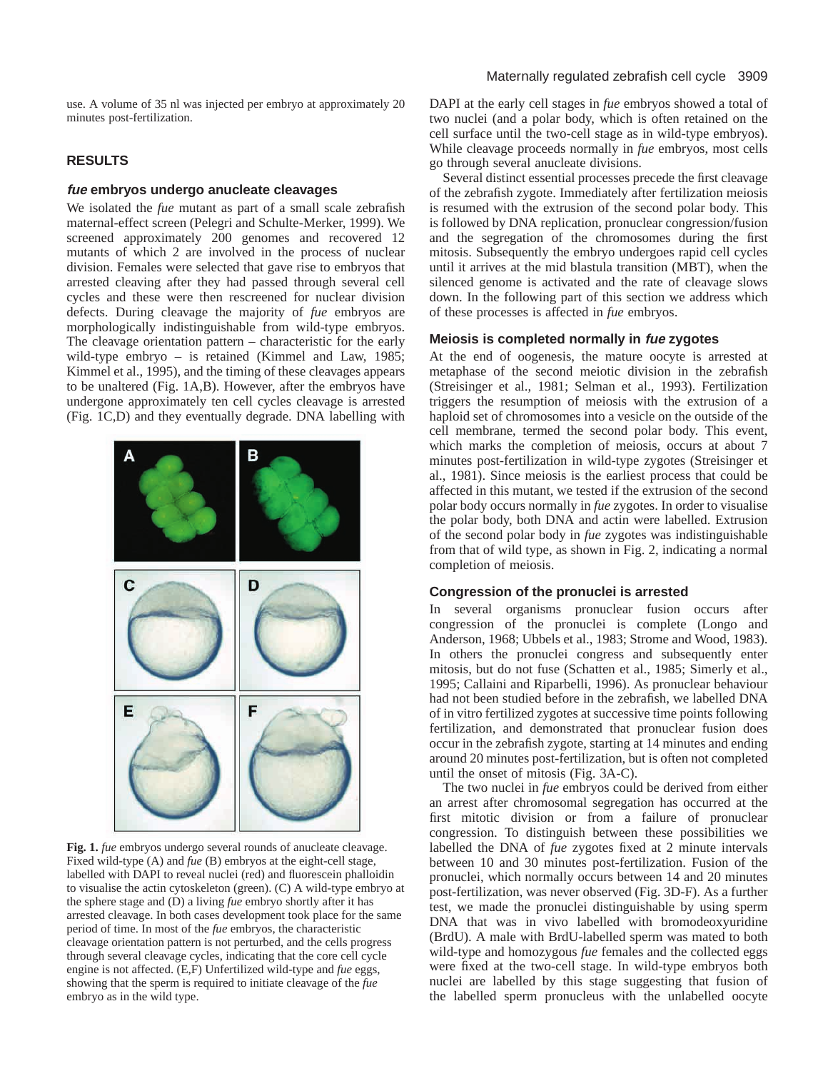use. A volume of 35 nl was injected per embryo at approximately 20 minutes post-fertilization.

## RESULTS

### *fue* embryos undergo anucleate cleavages

We isolated the *fue* mutant as part of a small scale zebrafish maternal-effect screen (Pelegri and Schulte-Merker, 1999). We screened approximately 200 genomes and recovered 12 mutants of which 2 are involved in the process of nuclear division. Females were selected that gave rise to embryos that arrested cleaving after they had passed through several cell cycles and these were then rescreened for nuclear division defects. During cleavage the majority of *fue* embryos are morphologically indistinguishable from wild-type embryos. The cleavage orientation pattern – characteristic for the early wild-type embryo – is retained (Kimmel and Law, 1985; Kimmel et al., 1995), and the timing of these cleavages appears to be unaltered (Fig. 1A,B). However, after the embryos have undergone approximately ten cell cycles cleavage is arrested (Fig. 1C,D) and they eventually degrade. DNA labelling with DAPI at the early cell stages in *fue* embryos showed a total of two nuclei (and a polar body, which is often retained on the cell surface until the two-cell stage as in wild-type embryos). While cleavage proceeds normally in *fue* embryos, most cells go through several anucleate divisions.

**Fig. 1.** *fue* embryos undergo several rounds of anucleate cleavage. Fixed wild-type (A) and *fue* (B) embryos at the eight-cell stage, labelled with DAPI to reveal nuclei (red) and fluorescein phalloidin to visualise the actin cytoskeleton (green). (C) A wild-type embryo at the sphere stage and (D) a living *fue* embryo shortly after it has arrested cleavage. In both cases development took place for the same period of time. In most of the *fue* embryos, the characteristic cleavage orientation pattern is not perturbed, and the cells progress through several cleavage cycles, indicating that the core cell cycle engine is not affected. (E,F) Unfertilized wild-type and *fue* eggs, showing that the sperm is required to initiate cleavage of the *fue* embryo as in the wild type.

Several distinct essential processes precede the first cleavage of the zebrafish zygote. Immediately after fertilization meiosis is resumed with the extrusion of the second polar body. This is followed by DNA replication, pronuclear congression/fusion and the segregation of the chromosomes during the first mitosis. Subsequently the embryo undergoes rapid cell cycles until it arrives at the mid blastula transition (MBT), when the silenced genome is activated and the rate of cleavage slows down. In the following part of this section we address which of these processes is affected in *fue* embryos.

### Meiosis is completed normally in *fue* zygotes

At the end of oogenesis, the mature oocyte is arrested at metaphase of the second meiotic division in the zebrafish (Streisinger et al., 1981; Selman et al., 1993). Fertilization triggers the resumption of meiosis with the extrusion of a haploid set of chromosomes into a vesicle on the outside of the cell membrane, termed the second polar body. This event, which marks the completion of meiosis, occurs at about 7 minutes post-fertilization in wild-type zygotes (Streisinger et al., 1981). Since meiosis is the earliest process that could be affected in this mutant, we tested if the extrusion of the second polar body occurs normally in *fue* zygotes. In order to visualise the polar body, both DNA and actin were labelled. Extrusion of the second polar body in *fue* zygotes was indistinguishable from that of wild type, as shown in Fig. 2, indicating a normal completion of meiosis.

### Congression of the pronuclei is arrested

In several organisms pronuclear fusion occurs after congression of the pronuclei is complete (Longo and Anderson, 1968; Ubbels et al., 1983; Strome and Wood, 1983). In others the pronuclei congress and subsequently enter mitosis, but do not fuse (Schatten et al., 1985; Simerly et al., 1995; Callaini and Riparbelli, 1996). As pronuclear behaviour had not been studied before in the zebrafish, we labelled DNA of in vitro fertilized zygotes at successive time points following fertilization, and demonstrated that pronuclear fusion does occur in the zebrafish zygote, starting at 14 minutes and ending around 20 minutes post-fertilization, but is often not completed until the onset of mitosis (Fig. 3A-C).

The two nuclei in *fue* embryos could be derived from either an arrest after chromosomal segregation has occurred at the first mitotic division or from a failure of pronuclear congression. To distinguish between these possibilities we labelled the DNA of *fue* zygotes fixed at 2 minute intervals between 10 and 30 minutes post-fertilization. Fusion of the pronuclei, which normally occurs between 14 and 20 minutes post-fertilization, was never observed (Fig. 3D-F). As a further test, we made the pronuclei distinguishable by using sperm DNA that was in vivo labelled with bromodeoxyuridine (BrdU). A male with BrdU-labelled sperm was mated to both wild-type and homozygous *fue* females and the collected eggs were fixed at the two-cell stage. In wild-type embryos both nuclei are labelled by this stage suggesting that fusion of the labelled sperm pronucleus with the unlabelled oocyte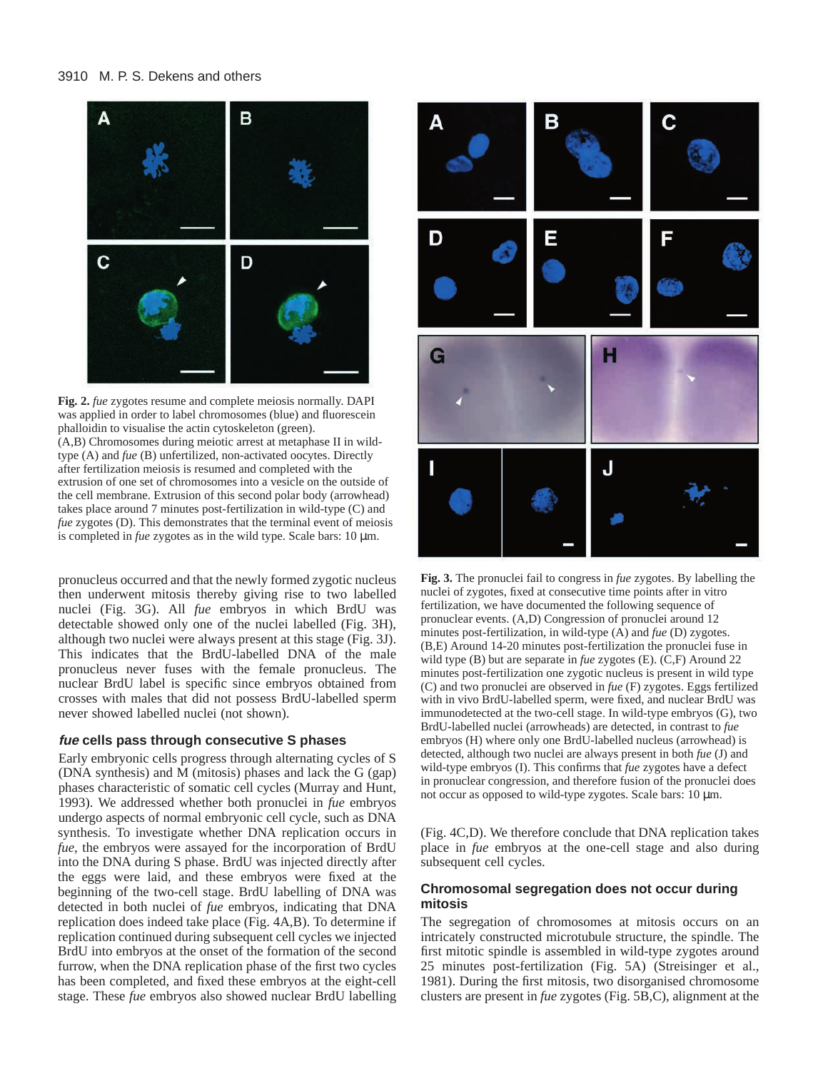Fig. 2. *fue* zygotes resume and complete meiosis normally. DAPI was applied in order to label chromosomes (blue) and fluorescein phalloidin to visualise the actin cytoskeleton (green). (A,B) Chromosomes during meiotic arrest at metaphase II in wild-type (A) and *fue* (B) unfertilized, non-activated oocytes. Directly after fertilization meiosis is resumed and completed with the extrusion of one set of chromosomes into a vesicle on the outside of the cell membrane. Extrusion of this second polar body (arrowhead) takes place around 7 minutes post-fertilization in wild-type (C) and *fue* zygotes (D). This demonstrates that the terminal event of meiosis is completed in *fue* zygotes as in the wild type. Scale bars: 10 µm.

pronucleus occurred and that the newly formed zygotic nucleus then underwent mitosis thereby giving rise to two labelled nuclei (Fig. 3G). All *fue* embryos in which BrdU was detectable showed only one of the nuclei labelled (Fig. 3H), although two nuclei were always present at this stage (Fig. 3J). This indicates that the BrdU-labelled DNA of the male pronucleus never fuses with the female pronucleus. The nuclear BrdU label is specific since embryos obtained from crosses with males that did not possess BrdU-labelled sperm never showed labelled nuclei (not shown).

### *fue* cells pass through consecutive S phases

Early embryonic cells progress through alternating cycles of S (DNA synthesis) and M (mitosis) phases and lack the G (gap) phases characteristic of somatic cell cycles (Murray and Hunt, 1993). We addressed whether both pronuclei in *fue* embryos undergo aspects of normal embryonic cell cycle, such as DNA synthesis. To investigate whether DNA replication occurs in *fue*, the embryos were assayed for the incorporation of BrdU into the DNA during S phase. BrdU was injected directly after the eggs were laid, and these embryos were fixed at the beginning of the two-cell stage. BrdU labelling of DNA was detected in both nuclei of *fue* embryos, indicating that DNA replication does indeed take place (Fig. 4A,B). To determine if replication continued during subsequent cell cycles we injected BrdU into embryos at the onset of the formation of the second furrow, when the DNA replication phase of the first two cycles has been completed, and fixed these embryos at the eight-cell stage. These *fue* embryos also showed nuclear BrdU labelling

Fig. 3. The pronuclei fail to congress in *fue* zygotes. By labelling the nuclei of zygotes, fixed at consecutive time points after in vitro fertilization, we have documented the following sequence of pronuclear events. (A,D) Congression of pronuclei around 12 minutes post-fertilization, in wild-type (A) and *fue* (D) zygotes. (B,E) Around 14-20 minutes post-fertilization the pronuclei fuse in wild type (B) but are separate in *fue* zygotes (E). (C,F) Around 22 minutes post-fertilization one zygotic nucleus is present in wild type (C) and two pronuclei are observed in *fue* (F) zygotes. Eggs fertilized with in vivo BrdU-labelled sperm, were fixed, and nuclear BrdU was immunodetected at the two-cell stage. In wild-type embryos (G), two BrdU-labelled nuclei (arrowheads) are detected, in contrast to *fue* embryos (H) where only one BrdU-labelled nucleus (arrowhead) is detected, although two nuclei are always present in both *fue* (J) and wild-type embryos (I). This confirms that *fue* zygotes have a defect in pronuclear congression, and therefore fusion of the pronuclei does not occur as opposed to wild-type zygotes. Scale bars: 10 µm.

(Fig. 4C,D). We therefore conclude that DNA replication takes place in *fue* embryos at the one-cell stage and also during subsequent cell cycles.

### Chromosomal segregation does not occur during mitosis

The segregation of chromosomes at mitosis occurs on an intricately constructed microtubule structure, the spindle. The first mitotic spindle is assembled in wild-type zygotes around 25 minutes post-fertilization (Fig. 5A) (Streisinger et al., 1981). During the first mitosis, two disorganised chromosome clusters are present in *fue* zygotes (Fig. 5B,C), alignment at the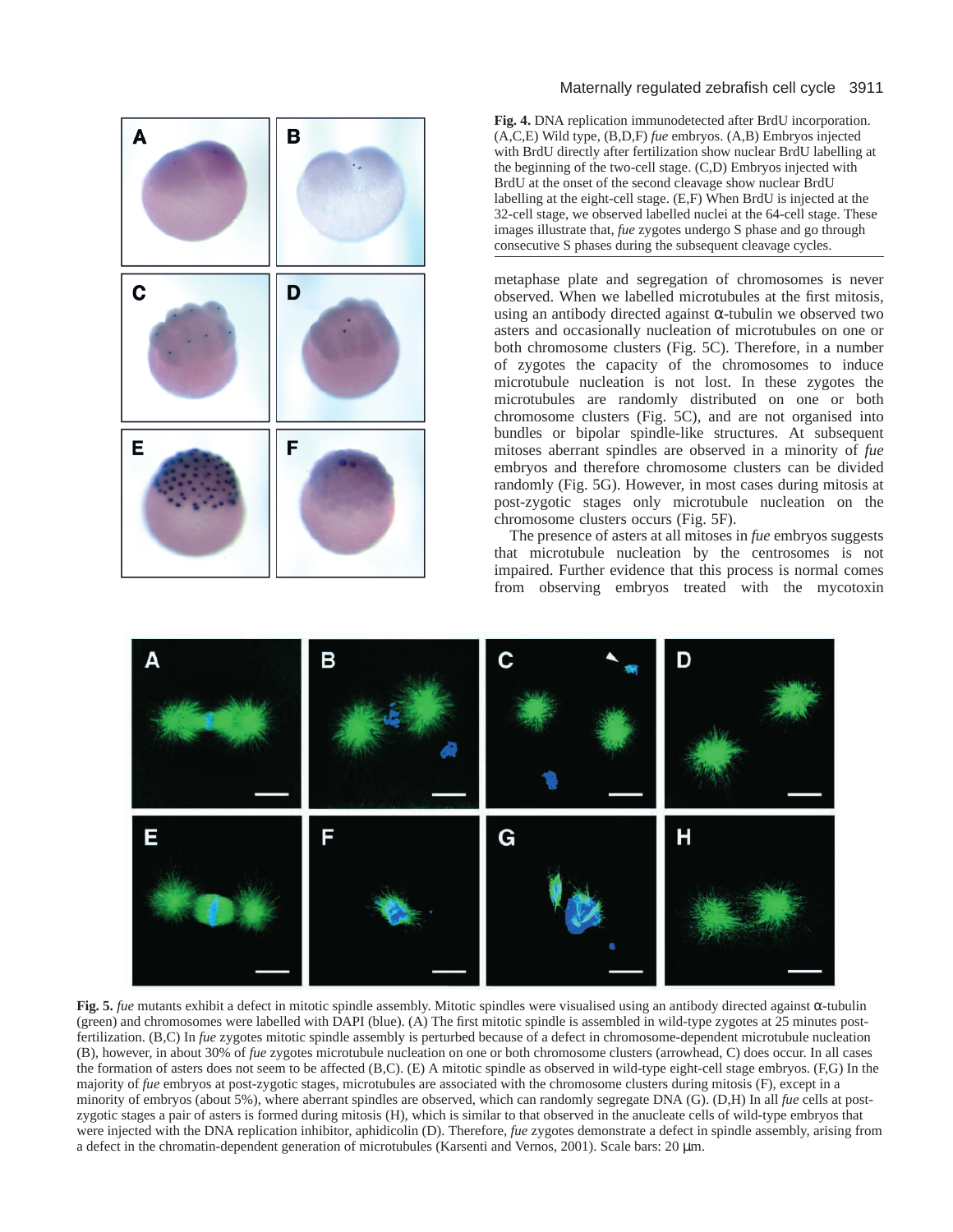**Fig. 4.** DNA replication immunodetected after BrdU incorporation. (A,C,E) Wild type, (B,D,F) *fue* embryos. (A,B) Embryos injected with BrdU directly after fertilization show nuclear BrdU labelling at the beginning of the two-cell stage. (C,D) Embryos injected with BrdU at the onset of the second cleavage show nuclear BrdU labelling at the eight-cell stage. (E,F) When BrdU is injected at the 32-cell stage, we observed labelled nuclei at the 64-cell stage. These images illustrate that, *fue* zygotes undergo S phase and go through consecutive S phases during the subsequent cleavage cycles.

metaphase plate and segregation of chromosomes is never observed. When we labelled microtubules at the first mitosis, using an antibody directed against α-tubulin we observed two asters and occasionally nucleation of microtubules on one or both chromosome clusters (Fig. 5C). Therefore, in a number of zygotes the capacity of the chromosomes to induce microtubule nucleation is not lost. In these zygotes the microtubules are randomly distributed on one or both chromosome clusters (Fig. 5C), and are not organised into bundles or bipolar spindle-like structures. At subsequent mitoses aberrant spindles are observed in a minority of *fue* embryos and therefore chromosome clusters can be divided randomly (Fig. 5G). However, in most cases during mitosis at post-zygotic stages only microtubule nucleation on the chromosome clusters occurs (Fig. 5F).

The presence of asters at all mitoses in *fue* embryos suggests that microtubule nucleation by the centrosomes is not impaired. Further evidence that this process is normal comes from observing embryos treated with the mycotoxin

**Fig. 5.** *fue* mutants exhibit a defect in mitotic spindle assembly. Mitotic spindles were visualised using an antibody directed against α-tubulin (green) and chromosomes were labelled with DAPI (blue). (A) The first mitotic spindle is assembled in wild-type zygotes at 25 minutes post-fertilization. (B,C) In *fue* zygotes mitotic spindle assembly is perturbed because of a defect in chromosome-dependent microtubule nucleation (B), however, in about 30% of *fue* zygotes microtubule nucleation on one or both chromosome clusters (arrowhead, C) does occur. In all cases the formation of asters does not seem to be affected (B,C). (E) A mitotic spindle as observed in wild-type eight-cell stage embryos. (F,G) In the majority of *fue* embryos at post-zygotic stages, microtubules are associated with the chromosome clusters during mitosis (F), except in a minority of embryos (about 5%), where aberrant spindles are observed, which can randomly segregate DNA (G). (D,H) In all *fue* cells at post-zygotic stages a pair of asters is formed during mitosis (H), which is similar to that observed in the anucleate cells of wild-type embryos that were injected with the DNA replication inhibitor, aphidicolin (D). Therefore, *fue* zygotes demonstrate a defect in spindle assembly, arising from a defect in the chromatin-dependent generation of microtubules (Karsenti and Vernos, 2001). Scale bars: 20 μm.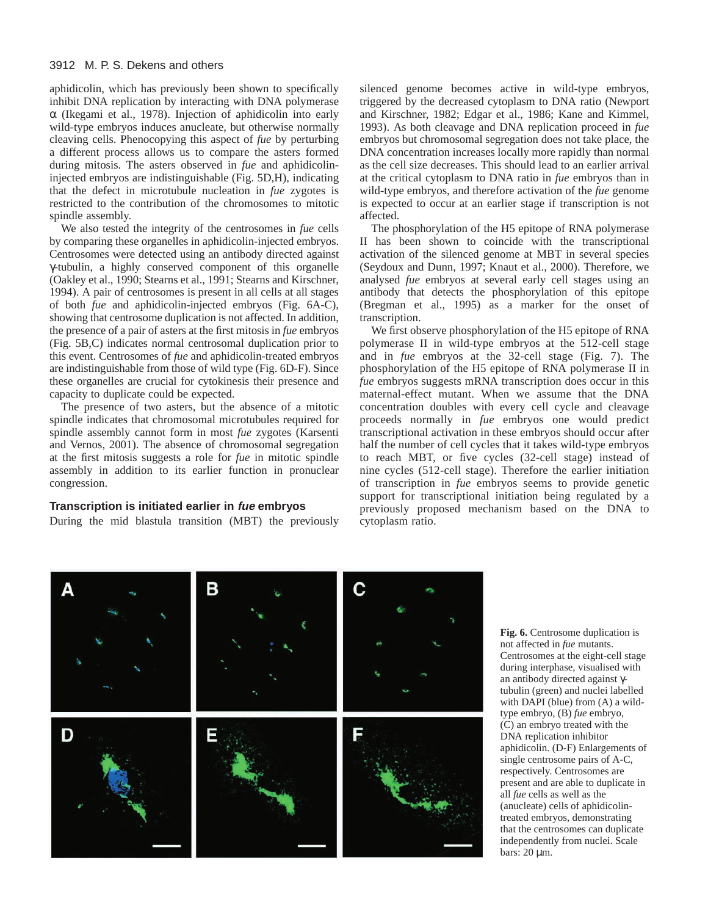aphidicolin, which has previously been shown to specifically inhibit DNA replication by interacting with DNA polymerase α (Ikegami et al., 1978). Injection of aphidicolin into early wild-type embryos induces anucleate, but otherwise normally cleaving cells. Phenocopying this aspect of *fue* by perturbing a different process allows us to compare the asters formed during mitosis. The asters observed in *fue* and aphidicolin-injected embryos are indistinguishable (Fig. 5D,H), indicating that the defect in microtubule nucleation in *fue* zygotes is restricted to the contribution of the chromosomes to mitotic spindle assembly.

We also tested the integrity of the centrosomes in *fue* cells by comparing these organelles in aphidicolin-injected embryos. Centrosomes were detected using an antibody directed against γ-tubulin, a highly conserved component of this organelle (Oakley et al., 1990; Stearns et al., 1991; Stearns and Kirschner, 1994). A pair of centrosomes is present in all cells at all stages of both *fue* and aphidicolin-injected embryos (Fig. 6A-C), showing that centrosome duplication is not affected. In addition, the presence of a pair of asters at the first mitosis in *fue* embryos (Fig. 5B,C) indicates normal centrosomal duplication prior to this event. Centrosomes of *fue* and aphidicolin-treated embryos are indistinguishable from those of wild type (Fig. 6D-F). Since these organelles are crucial for cytokinesis their presence and capacity to duplicate could be expected.

The presence of two asters, but the absence of a mitotic spindle indicates that chromosomal microtubules required for spindle assembly cannot form in most *fue* zygotes (Karsenti and Vernos, 2001). The absence of chromosomal segregation at the first mitosis suggests a role for *fue* in mitotic spindle assembly in addition to its earlier function in pronuclear congression.

### Transcription is initiated earlier in *fue* embryos

During the mid blastula transition (MBT) the previously silenced genome becomes active in wild-type embryos, triggered by the decreased cytoplasm to DNA ratio (Newport and Kirschner, 1982; Edgar et al., 1986; Kane and Kimmel, 1993). As both cleavage and DNA replication proceed in *fue* embryos but chromosomal segregation does not take place, the DNA concentration increases locally more rapidly than normal as the cell size decreases. This should lead to an earlier arrival at the critical cytoplasm to DNA ratio in *fue* embryos than in wild-type embryos, and therefore activation of the *fue* genome is expected to occur at an earlier stage if transcription is not affected.

The phosphorylation of the H5 epitope of RNA polymerase II has been shown to coincide with the transcriptional activation of the silenced genome at MBT in several species (Seydoux and Dunn, 1997; Knaut et al., 2000). Therefore, we analysed *fue* embryos at several early cell stages using an antibody that detects the phosphorylation of this epitope (Bregman et al., 1995) as a marker for the onset of transcription.

We first observe phosphorylation of the H5 epitope of RNA polymerase II in wild-type embryos at the 512-cell stage and in *fue* embryos at the 32-cell stage (Fig. 7). The phosphorylation of the H5 epitope of RNA polymerase II in *fue* embryos suggests mRNA transcription does occur in this maternal-effect mutant. When we assume that the DNA concentration doubles with every cell cycle and cleavage proceeds normally in *fue* embryos one would predict transcriptional activation in these embryos should occur after half the number of cell cycles that it takes wild-type embryos to reach MBT, or five cycles (32-cell stage) instead of nine cycles (512-cell stage). Therefore the earlier initiation of transcription in *fue* embryos seems to provide genetic support for transcriptional initiation being regulated by a previously proposed mechanism based on the DNA to cytoplasm ratio.

**Fig. 6.** Centrosome duplication is not affected in *fue* mutants. Centrosomes at the eight-cell stage during interphase, visualised with an antibody directed against γ-tubulin (green) and nuclei labelled with DAPI (blue) from (A) a wild-type embryo, (B) *fue* embryo, (C) an embryo treated with the DNA replication inhibitor aphidicolin. (D-F) Enlargements of single centrosome pairs of A-C, respectively. Centrosomes are present and are able to duplicate in all *fue* cells as well as the (anucleate) cells of aphidicolin-treated embryos, demonstrating that the centrosomes can duplicate independently from nuclei. Scale bars: 20 μm.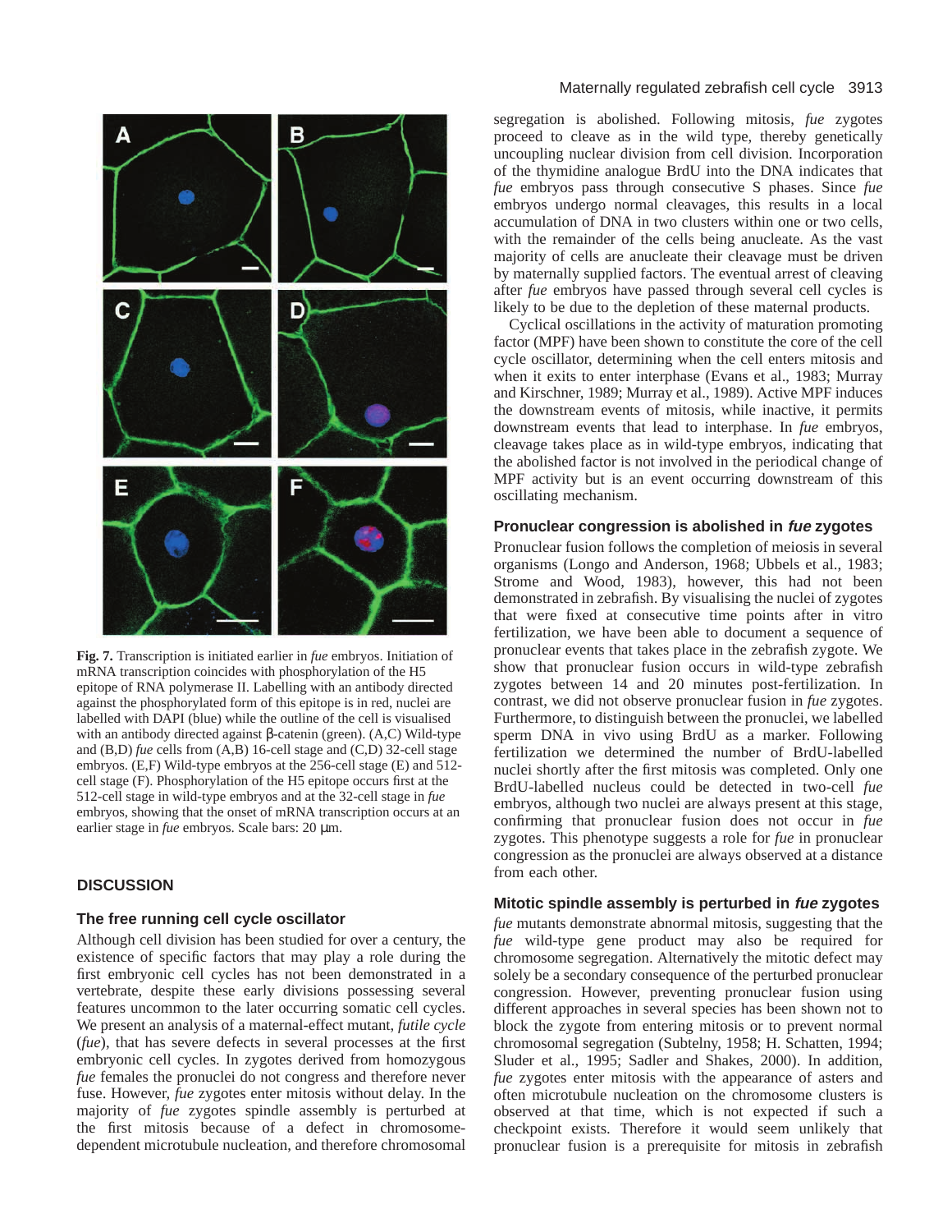**Fig. 7.** Transcription is initiated earlier in *fue* embryos. Initiation of mRNA transcription coincides with phosphorylation of the H5 epitope of RNA polymerase II. Labelling with an antibody directed against the phosphorylated form of this epitope is in red, nuclei are labelled with DAPI (blue) while the outline of the cell is visualised with an antibody directed against β-catenin (green). (A,C) Wild-type and (B,D) *fue* cells from (A,B) 16-cell stage and (C,D) 32-cell stage embryos. (E,F) Wild-type embryos at the 256-cell stage (E) and 512-cell stage (F). Phosphorylation of the H5 epitope occurs first at the 512-cell stage in wild-type embryos and at the 32-cell stage in *fue* embryos, showing that the onset of mRNA transcription occurs at an earlier stage in *fue* embryos. Scale bars: 20 μm.

## DISCUSSION

### The free running cell cycle oscillator

Although cell division has been studied for over a century, the existence of specific factors that may play a role during the first embryonic cell cycles has not been demonstrated in a vertebrate, despite these early divisions possessing several features uncommon to the later occurring somatic cell cycles. We present an analysis of a maternal-effect mutant, *futile cycle* (*fue*), that has severe defects in several processes at the first embryonic cell cycles. In zygotes derived from homozygous *fue* females the pronuclei do not congress and therefore never fuse. However, *fue* zygotes enter mitosis without delay. In the majority of *fue* zygotes spindle assembly is perturbed at the first mitosis because of a defect in chromosome-dependent microtubule nucleation, and therefore chromosomal segregation is abolished. Following mitosis, *fue* zygotes proceed to cleave as in the wild type, thereby genetically uncoupling nuclear division from cell division. Incorporation of the thymidine analogue BrdU into the DNA indicates that *fue* embryos pass through consecutive S phases. Since *fue* embryos undergo normal cleavages, this results in a local accumulation of DNA in two clusters within one or two cells, with the remainder of the cells being anucleate. As the vast majority of cells are anucleate their cleavage must be driven by maternally supplied factors. The eventual arrest of cleaving after *fue* embryos have passed through several cell cycles is likely to be due to the depletion of these maternal products.

Cyclical oscillations in the activity of maturation promoting factor (MPF) have been shown to constitute the core of the cell cycle oscillator, determining when the cell enters mitosis and when it exits to enter interphase (Evans et al., 1983; Murray and Kirschner, 1989; Murray et al., 1989). Active MPF induces the downstream events of mitosis, while inactive, it permits downstream events that lead to interphase. In *fue* embryos, cleavage takes place as in wild-type embryos, indicating that the abolished factor is not involved in the periodical change of MPF activity but is an event occurring downstream of this oscillating mechanism.

### Pronuclear congression is abolished in *fue* zygotes

Pronuclear fusion follows the completion of meiosis in several organisms (Longo and Anderson, 1968; Ubbels et al., 1983; Strome and Wood, 1983), however, this had not been demonstrated in zebrafish. By visualising the nuclei of zygotes that were fixed at consecutive time points after in vitro fertilization, we have been able to document a sequence of pronuclear events that takes place in the zebrafish zygote. We show that pronuclear fusion occurs in wild-type zebrafish zygotes between 14 and 20 minutes post-fertilization. In contrast, we did not observe pronuclear fusion in *fue* zygotes. Furthermore, to distinguish between the pronuclei, we labelled sperm DNA in vivo using BrdU as a marker. Following fertilization we determined the number of BrdU-labelled nuclei shortly after the first mitosis was completed. Only one BrdU-labelled nucleus could be detected in two-cell *fue* embryos, although two nuclei are always present at this stage, confirming that pronuclear fusion does not occur in *fue* zygotes. This phenotype suggests a role for *fue* in pronuclear congression as the pronuclei are always observed at a distance from each other.

### Mitotic spindle assembly is perturbed in *fue* zygotes

*fue* mutants demonstrate abnormal mitosis, suggesting that the *fue* wild-type gene product may also be required for chromosome segregation. Alternatively the mitotic defect may solely be a secondary consequence of the perturbed pronuclear congression. However, preventing pronuclear fusion using different approaches in several species has been shown not to block the zygote from entering mitosis or to prevent normal chromosomal segregation (Subtelny, 1958; H. Schatten, 1994; Sluder et al., 1995; Sadler and Shakes, 2000). In addition, *fue* zygotes enter mitosis with the appearance of asters and often microtubule nucleation on the chromosome clusters is observed at that time, which is not expected if such a checkpoint exists. Therefore it would seem unlikely that pronuclear fusion is a prerequisite for mitosis in zebrafish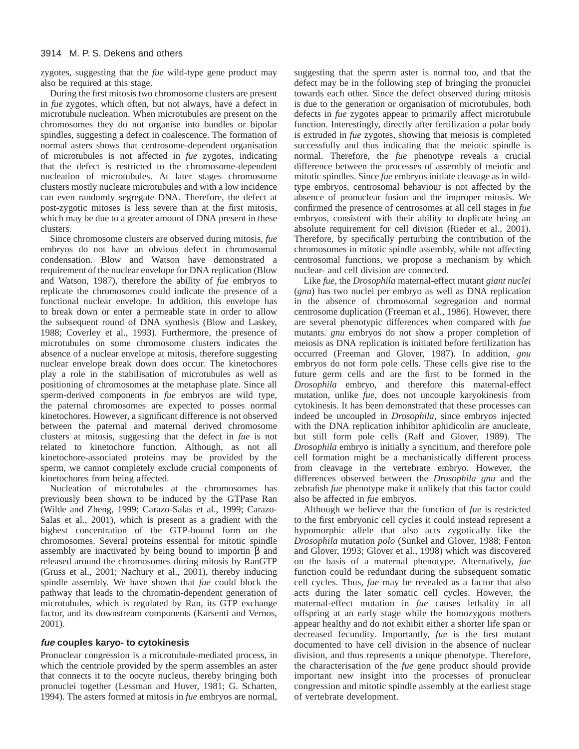zygotes, suggesting that the *fue* wild-type gene product may also be required at this stage.

During the first mitosis two chromosome clusters are present in *fue* zygotes, which often, but not always, have a defect in microtubule nucleation. When microtubules are present on the chromosomes they do not organise into bundles or bipolar spindles, suggesting a defect in coalescence. The formation of normal asters shows that centrosome-dependent organisation of microtubules is not affected in *fue* zygotes, indicating that the defect is restricted to the chromosome-dependent nucleation of microtubules. At later stages chromosome clusters mostly nucleate microtubules and with a low incidence can even randomly segregate DNA. Therefore, the defect at post-zygotic mitoses is less severe than at the first mitosis, which may be due to a greater amount of DNA present in these clusters.

Since chromosome clusters are observed during mitosis, *fue* embryos do not have an obvious defect in chromosomal condensation. Blow and Watson have demonstrated a requirement of the nuclear envelope for DNA replication (Blow and Watson, 1987), therefore the ability of *fue* embryos to replicate the chromosomes could indicate the presence of a functional nuclear envelope. In addition, this envelope has to break down or enter a permeable state in order to allow the subsequent round of DNA synthesis (Blow and Laskey, 1988; Coverley et al., 1993). Furthermore, the presence of microtubules on some chromosome clusters indicates the absence of a nuclear envelope at mitosis, therefore suggesting nuclear envelope break down does occur. The kinetochores play a role in the stabilisation of microtubules as well as positioning of chromosomes at the metaphase plate. Since all sperm-derived components in *fue* embryos are wild type, the paternal chromosomes are expected to posses normal kinetochores. However, a significant difference is not observed between the paternal and maternal derived chromosome clusters at mitosis, suggesting that the defect in *fue* is not related to kinetochore function. Although, as not all kinetochore-associated proteins may be provided by the sperm, we cannot completely exclude crucial components of kinetochores from being affected.

Nucleation of microtubules at the chromosomes has previously been shown to be induced by the GTPase Ran (Wilde and Zheng, 1999; Carazo-Salas et al., 1999; Carazo-Salas et al., 2001), which is present as a gradient with the highest concentration of the GTP-bound form on the chromosomes. Several proteins essential for mitotic spindle assembly are inactivated by being bound to importin β and released around the chromosomes during mitosis by RanGTP (Gruss et al., 2001; Nachury et al., 2001), thereby inducing spindle assembly. We have shown that *fue* could block the pathway that leads to the chromatin-dependent generation of microtubules, which is regulated by Ran, its GTP exchange factor, and its downstream components (Karsenti and Vernos, 2001).

### *fue* couples karyo- to cytokinesis

Pronuclear congression is a microtubule-mediated process, in which the centriole provided by the sperm assembles an aster that connects it to the oocyte nucleus, thereby bringing both pronuclei together (Lessman and Huver, 1981; G. Schatten, 1994). The asters formed at mitosis in *fue* embryos are normal, suggesting that the sperm aster is normal too, and that the defect may be in the following step of bringing the pronuclei towards each other. Since the defect observed during mitosis is due to the generation or organisation of microtubules, both defects in *fue* zygotes appear to primarily affect microtubule function. Interestingly, directly after fertilization a polar body is extruded in *fue* zygotes, showing that meiosis is completed successfully and thus indicating that the meiotic spindle is normal. Therefore, the *fue* phenotype reveals a crucial difference between the processes of assembly of meiotic and mitotic spindles. Since *fue* embryos initiate cleavage as in wild-type embryos, centrosomal behaviour is not affected by the absence of pronuclear fusion and the improper mitosis. We confirmed the presence of centrosomes at all cell stages in *fue* embryos, consistent with their ability to duplicate being an absolute requirement for cell division (Rieder et al., 2001). Therefore, by specifically perturbing the contribution of the chromosomes in mitotic spindle assembly, while not affecting centrosomal functions, we propose a mechanism by which nuclear- and cell division are connected.

Like *fue*, the *Drosophila* maternal-effect mutant *giant nuclei* (*gnu*) has two nuclei per embryo as well as DNA replication in the absence of chromosomal segregation and normal centrosome duplication (Freeman et al., 1986). However, there are several phenotypic differences when compared with *fue* mutants. *gnu* embryos do not show a proper completion of meiosis as DNA replication is initiated before fertilization has occurred (Freeman and Glover, 1987). In addition, *gnu* embryos do not form pole cells. These cells give rise to the future germ cells and are the first to be formed in the *Drosophila* embryo, and therefore this maternal-effect mutation, unlike *fue*, does not uncouple karyokinesis from cytokinesis. It has been demonstrated that these processes can indeed be uncoupled in *Drosophila*, since embryos injected with the DNA replication inhibitor aphidicolin are anucleate, but still form pole cells (Raff and Glover, 1989). The *Drosophila* embryo is initially a syncitium, and therefore pole cell formation might be a mechanistically different process from cleavage in the vertebrate embryo. However, the differences observed between the *Drosophila gnu* and the zebrafish *fue* phenotype make it unlikely that this factor could also be affected in *fue* embryos.

Although we believe that the function of *fue* is restricted to the first embryonic cell cycles it could instead represent a hypomorphic allele that also acts zygotically like the *Drosophila* mutation *polo* (Sunkel and Glover, 1988; Fenton and Glover, 1993; Glover et al., 1998) which was discovered on the basis of a maternal phenotype. Alternatively, *fue* function could be redundant during the subsequent somatic cell cycles. Thus, *fue* may be revealed as a factor that also acts during the later somatic cell cycles. However, the maternal-effect mutation in *fue* causes lethality in all offspring at an early stage while the homozygous mothers appear healthy and do not exhibit either a shorter life span or decreased fecundity. Importantly, *fue* is the first mutant documented to have cell division in the absence of nuclear division, and thus represents a unique phenotype. Therefore, the characterisation of the *fue* gene product should provide important new insight into the processes of pronuclear congression and mitotic spindle assembly at the earliest stage of vertebrate development.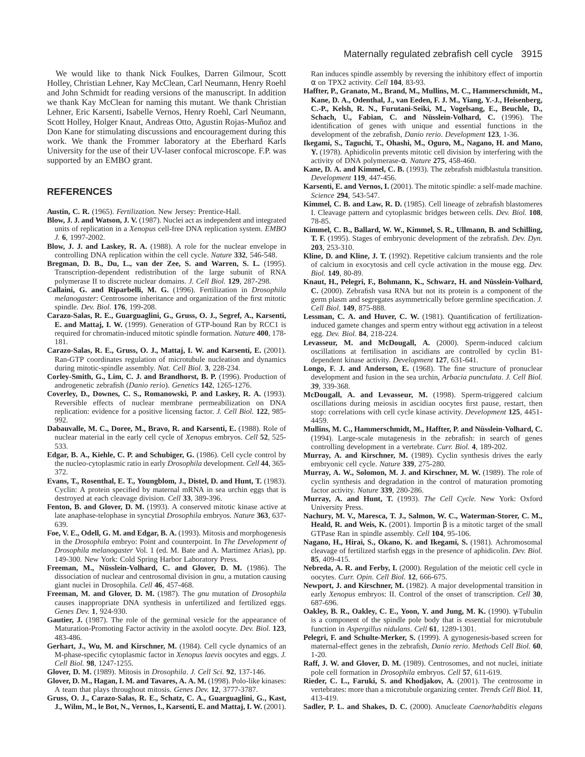We would like to thank Nick Foulkes, Darren Gilmour, Scott Holley, Christian Lehner, Kay McClean, Carl Neumann, Henry Roehl and John Schmidt for reading versions of the manuscript. In addition we thank Kay McClean for naming this mutant. We thank Christian Lehner, Eric Karsenti, Isabelle Vernos, Henry Roehl, Carl Neumann, Scott Holley, Holger Knaut, Andreas Otto, Agustin Rojas-Muñoz and Don Kane for stimulating discussions and encouragement during this work. We thank the Frommer laboratory at the Eberhard Karls University for the use of their UV-laser confocal microscope. F.P. was supported by an EMBO grant.

## REFERENCES

**Austin, C. R.** (1965). *Fertilization.* New Jersey: Prentice-Hall.

**Blow, J. J. and Watson, J. V.** (1987). Nuclei act as independent and integrated units of replication in a *Xenopus* cell-free DNA replication system. *EMBO J.* **6**, 1997-2002.

**Blow, J. J. and Laskey, R. A.** (1988). A role for the nuclear envelope in controlling DNA replication within the cell cycle. *Nature* **332**, 546-548.

**Bregman, D. B., Du, L., van der Zee, S. and Warren, S. L.** (1995). Transcription-dependent redistribution of the large subunit of RNA polymerase II to discrete nuclear domains. *J. Cell Biol.* **129**, 287-298.

**Callaini, G. and Riparbelli, M. G.** (1996). Fertilization in *Drosophila melanogaster*: Centrosome inheritance and organization of the first mitotic spindle. *Dev. Biol.* **176**, 199-208.

**Carazo-Salas, R. E., Guarguaglini, G., Gruss, O. J., Segref, A., Karsenti, E. and Mattaj, I. W.** (1999). Generation of GTP-bound Ran by RCC1 is required for chromatin-induced mitotic spindle formation. *Nature* **400**, 178-181.

**Carazo-Salas, R. E., Gruss, O. J., Mattaj, I. W. and Karsenti, E.** (2001). Ran-GTP coordinates regulation of microtubule nucleation and dynamics during mitotic-spindle assembly. *Nat. Cell Biol.* **3**, 228-234.

**Corley-Smith, G., Lim, C. J. and Brandhorst, B. P.** (1996). Production of androgenetic zebrafish (*Danio rerio*). *Genetics* **142**, 1265-1276.

**Coverley, D., Downes, C. S., Romanowski, P. and Laskey, R. A.** (1993). Reversible effects of nuclear membrane permeabilization on DNA replication: evidence for a positive licensing factor. *J. Cell Biol.* **122**, 985-992.

**Dabauvalle, M. C., Doree, M., Bravo, R. and Karsenti, E.** (1988). Role of nuclear material in the early cell cycle of *Xenopus* embryos. *Cell* **52**, 525-533.

**Edgar, B. A., Kiehle, C. P. and Schubiger, G.** (1986). Cell cycle control by the nucleo-cytoplasmic ratio in early *Drosophila* development. *Cell* **44**, 365-372.

**Evans, T., Rosenthal, E. T., Youngblom, J., Distel, D. and Hunt, T.** (1983). Cyclin: A protein specified by maternal mRNA in sea urchin eggs that is destroyed at each cleavage division. *Cell* **33**, 389-396.

**Fenton, B. and Glover, D. M.** (1993). A conserved mitotic kinase active at late anaphase-telophase in syncytial *Drosophila* embryos. *Nature* **363**, 637-639.

**Foe, V. E., Odell, G. M. and Edgar, B. A.** (1993). Mitosis and morphogenesis in the *Drosophila* embryo: Point and counterpoint. In *The Development of Drosophila melanogaster* Vol. 1 (ed. M. Bate and A. Martimez Arias), pp. 149-300. New York: Cold Spring Harbor Laboratory Press.

**Freeman, M., Nüsslein-Volhard, C. and Glover, D. M.** (1986). The dissociation of nuclear and centrosomal division in *gnu*, a mutation causing giant nuclei in Drosophila. *Cell* **46**, 457-468.

**Freeman, M. and Glover, D. M.** (1987). The *gnu* mutation of *Drosophila* causes inappropriate DNA synthesis in unfertilized and fertilized eggs. *Genes Dev.* **1**, 924-930.

**Gautier, J.** (1987). The role of the germinal vesicle for the appearance of Maturation-Promoting Factor activity in the axolotl oocyte. *Dev. Biol.* **123**, 483-486.

**Gerhart, J., Wu, M. and Kirschner, M.** (1984). Cell cycle dynamics of an M-phase-specific cytoplasmic factor in *Xenopus laevis* oocytes and eggs. *J. Cell Biol.* **98**, 1247-1255.

**Glover, D. M.** (1989). Mitosis in *Drosophila*. *J. Cell Sci.* **92**, 137-146.

**Glover, D. M., Hagan, I. M. and Tavares, A. A. M.** (1998). Polo-like kinases: A team that plays throughout mitosis. *Genes Dev.* **12**, 3777-3787.

**Gruss, O. J., Carazo-Salas, R. E., Schatz, C. A., Guarguaglini, G., Kast, J., Wilm, M., le Bot, N., Vernos, I., Karsenti, E. and Mattaj, I. W.** (2001). Ran induces spindle assembly by reversing the inhibitory effect of importin α on TPX2 activity. *Cell* **104**, 83-93.

**Haffter, P., Granato, M., Brand, M., Mullins, M. C., Hammerschmidt, M., Kane, D. A., Odenthal, J., van Eeden, F. J. M., Yiang, Y.-J., Heisenberg, C.-P., Kelsh, R. N., Furutani-Seiki, M., Vogelsang, E., Beuchle, D., Schach, U., Fabian, C. and Nüsslein-Volhard, C.** (1996). The identification of genes with unique and essential functions in the development of the zebrafish, *Danio rerio*. *Development* **123**, 1-36.

**Ikegami, S., Taguchi, T., Ohashi, M., Oguro, M., Nagano, H. and Mano, Y.** (1978). Aphidicolin prevents mitotic cell division by interfering with the activity of DNA polymerase-α. *Nature* **275**, 458-460.

**Kane, D. A. and Kimmel, C. B.** (1993). The zebrafish midblastula transition. *Development* **119**, 447-456.

**Karsenti, E. and Vernos, I.** (2001). The mitotic spindle: a self-made machine. *Science* **294**, 543-547.

**Kimmel, C. B. and Law, R. D.** (1985). Cell lineage of zebrafish blastomeres I. Cleavage pattern and cytoplasmic bridges between cells. *Dev. Biol.* **108**, 78-85.

**Kimmel, C. B., Ballard, W. W., Kimmel, S. R., Ullmann, B. and Schilling, T. F.** (1995). Stages of embryonic development of the zebrafish. *Dev. Dyn.* **203**, 253-310.

**Kline, D. and Kline, J. T.** (1992). Repetitive calcium transients and the role of calcium in exocytosis and cell cycle activation in the mouse egg. *Dev. Biol.* **149**, 80-89.

**Knaut, H., Pelegri, F., Bohmann, K., Schwarz, H. and Nüsslein-Volhard, C.** (2000). Zebrafish vasa RNA but not its protein is a component of the germ plasm and segregates asymmetrically before germline specification. *J. Cell Biol.* **149**, 875-888.

**Lessman, C. A. and Huver, C. W.** (1981). Quantification of fertilization-induced gamete changes and sperm entry without egg activation in a teleost egg. *Dev. Biol.* **84**, 218-224.

**Levasseur, M. and McDougall, A.** (2000). Sperm-induced calcium oscillations at fertilisation in ascidians are controlled by cyclin B1-dependent kinase activity. *Development* **127**, 631-641.

**Longo, F. J. and Anderson, E.** (1968). The fine structure of pronuclear development and fusion in the sea urchin, *Arbacia punctulata*. *J. Cell Biol. 39*, 339-368.

**McDougall, A. and Levasseur, M.** (1998). Sperm-triggered calcium oscillations during meiosis in ascidian oocytes first pause, restart, then stop: correlations with cell cycle kinase activity. *Development* **125**, 4451-4459.

**Mullins, M. C., Hammerschmidt, M., Haffter, P. and Nüsslein-Volhard, C.** (1994). Large-scale mutagenesis in the zebrafish: in search of genes controlling development in a vertebrate. *Curr. Biol.* **4**, 189-202.

**Murray, A. and Kirschner, M.** (1989). Cyclin synthesis drives the early embryonic cell cycle. *Nature* **339**, 275-280.

**Murray, A. W., Solomon, M. J. and Kirschner, M. W.** (1989). The role of cyclin synthesis and degradation in the control of maturation promoting factor activity. *Nature* **339**, 280-286.

**Murray, A. and Hunt, T.** (1993). *The Cell Cycle.* New York: Oxford University Press.

**Nachury, M. V., Maresca, T. J., Salmon, W. C., Waterman-Storer, C. M., Heald, R. and Weis, K.** (2001). Importin β is a mitotic target of the small GTPase Ran in spindle assembly. *Cell* **104**, 95-106.

**Nagano, H., Hirai, S., Okano, K. and Ikegami, S.** (1981). Achromosomal cleavage of fertilized starfish eggs in the presence of aphidicolin. *Dev. Biol.* **85**, 409-415.

**Nebreda, A. R. and Ferby, I.** (2000). Regulation of the meiotic cell cycle in oocytes. *Curr. Opin. Cell Biol.* **12**, 666-675.

**Newport, J. and Kirschner, M.** (1982). A major developmental transition in early *Xenopus* embryos: II. Control of the onset of transcription. *Cell* **30**, 687-696.

**Oakley, B. R., Oakley, C. E., Yoon, Y. and Jung, M. K.** (1990). γ-Tubulin is a component of the spindle pole body that is essential for microtubule function in *Aspergillus nidulans*. *Cell* **61**, 1289-1301.

**Pelegri, F. and Schulte-Merker, S.** (1999). A gynogenesis-based screen for maternal-effect genes in the zebrafish, *Danio rerio*. *Methods Cell Biol.* **60**, 1-20.

**Raff, J. W. and Glover, D. M.** (1989). Centrosomes, and not nuclei, initiate pole cell formation in *Drosophila* embryos. *Cell* **57**, 611-619.

**Rieder, C. L., Faruki, S. and Khodjakov, A.** (2001). The centrosome in vertebrates: more than a microtubule organizing center. *Trends Cell Biol.* **11**, 413-419.

**Sadler, P. L. and Shakes, D. C.** (2000). Anucleate *Caenorhabditis elegans*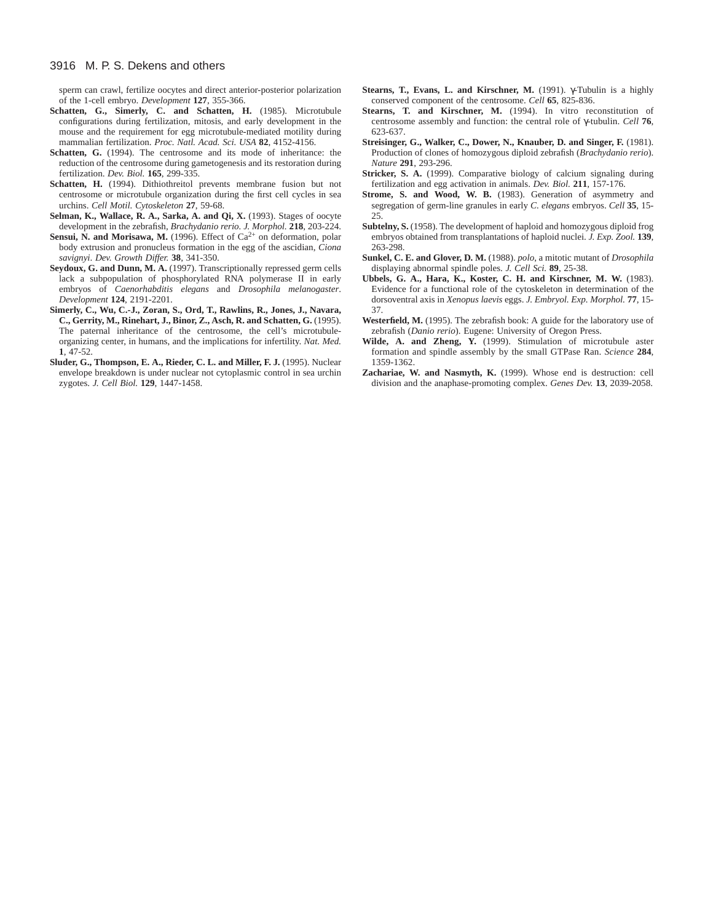sperm can crawl, fertilize oocytes and direct anterior-posterior polarization of the 1-cell embryo. *Development* **127**, 355-366.

**Schatten, G., Simerly, C. and Schatten, H.** (1985). Microtubule configurations during fertilization, mitosis, and early development in the mouse and the requirement for egg microtubule-mediated motility during mammalian fertilization. *Proc. Natl. Acad. Sci. USA* **82**, 4152-4156.

**Schatten, G.** (1994). The centrosome and its mode of inheritance: the reduction of the centrosome during gametogenesis and its restoration during fertilization. *Dev. Biol.* **165**, 299-335.

**Schatten, H.** (1994). Dithiothreitol prevents membrane fusion but not centrosome or microtubule organization during the first cell cycles in sea urchins. *Cell Motil. Cytoskeleton* **27**, 59-68.

**Selman, K., Wallace, R. A., Sarka, A. and Qi, X.** (1993). Stages of oocyte development in the zebrafish, *Brachydanio rerio*. *J. Morphol.* **218**, 203-224.

**Sensui, N. and Morisawa, M.** (1996). Effect of $Ca^{2+}$ on deformation, polar body extrusion and pronucleus formation in the egg of the ascidian, *Ciona savignyi*. *Dev. Growth Differ.* **38**, 341-350.

**Seydoux, G. and Dunn, M. A.** (1997). Transcriptionally repressed germ cells lack a subpopulation of phosphorylated RNA polymerase II in early embryos of *Caenorhabditis elegans* and *Drosophila melanogaster*. *Development* **124**, 2191-2201.

**Simerly, C., Wu, C.-J., Zoran, S., Ord, T., Rawlins, R., Jones, J., Navara, C., Gerrity, M., Rinehart, J., Binor, Z., Asch, R. and Schatten, G.** (1995). The paternal inheritance of the centrosome, the cell's microtubule-organizing center, in humans, and the implications for infertility. *Nat. Med.* **1**, 47-52.

**Sluder, G., Thompson, E. A., Rieder, C. L. and Miller, F. J.** (1995). Nuclear envelope breakdown is under nuclear not cytoplasmic control in sea urchin zygotes. *J. Cell Biol.* **129**, 1447-1458.

**Stearns, T., Evans, L. and Kirschner, M.** (1991). γ-Tubulin is a highly conserved component of the centrosome. *Cell* **65**, 825-836.

**Stearns, T. and Kirschner, M.** (1994). In vitro reconstitution of centrosome assembly and function: the central role of γ-tubulin. *Cell* **76**, 623-637.

**Streisinger, G., Walker, C., Dower, N., Knauber, D. and Singer, F.** (1981). Production of clones of homozygous diploid zebrafish (*Brachydanio rerio*). *Nature* **291**, 293-296.

**Stricker, S. A.** (1999). Comparative biology of calcium signaling during fertilization and egg activation in animals. *Dev. Biol.* **211**, 157-176.

**Strome, S. and Wood, W. B.** (1983). Generation of asymmetry and segregation of germ-line granules in early *C. elegans* embryos. *Cell* **35**, 15-25.

**Subtelny, S.** (1958). The development of haploid and homozygous diploid frog embryos obtained from transplantations of haploid nuclei. *J. Exp. Zool.* **139**, 263-298.

**Sunkel, C. E. and Glover, D. M.** (1988). *polo*, a mitotic mutant of *Drosophila* displaying abnormal spindle poles. *J. Cell Sci.* **89**, 25-38.

**Ubbels, G. A., Hara, K., Koster, C. H. and Kirschner, M. W.** (1983). Evidence for a functional role of the cytoskeleton in determination of the dorsoventral axis in *Xenopus laevis* eggs. *J. Embryol. Exp. Morphol.* **77**, 15-37.

**Westerfield, M.** (1995). The zebrafish book: A guide for the laboratory use of zebrafish (*Danio rerio*). Eugene: University of Oregon Press.

**Wilde, A. and Zheng, Y.** (1999). Stimulation of microtubule aster formation and spindle assembly by the small GTPase Ran. *Science* **284**, 1359-1362.

**Zachariae, W. and Nasmyth, K.** (1999). Whose end is destruction: cell division and the anaphase-promoting complex. *Genes Dev.* **13**, 2039-2058.